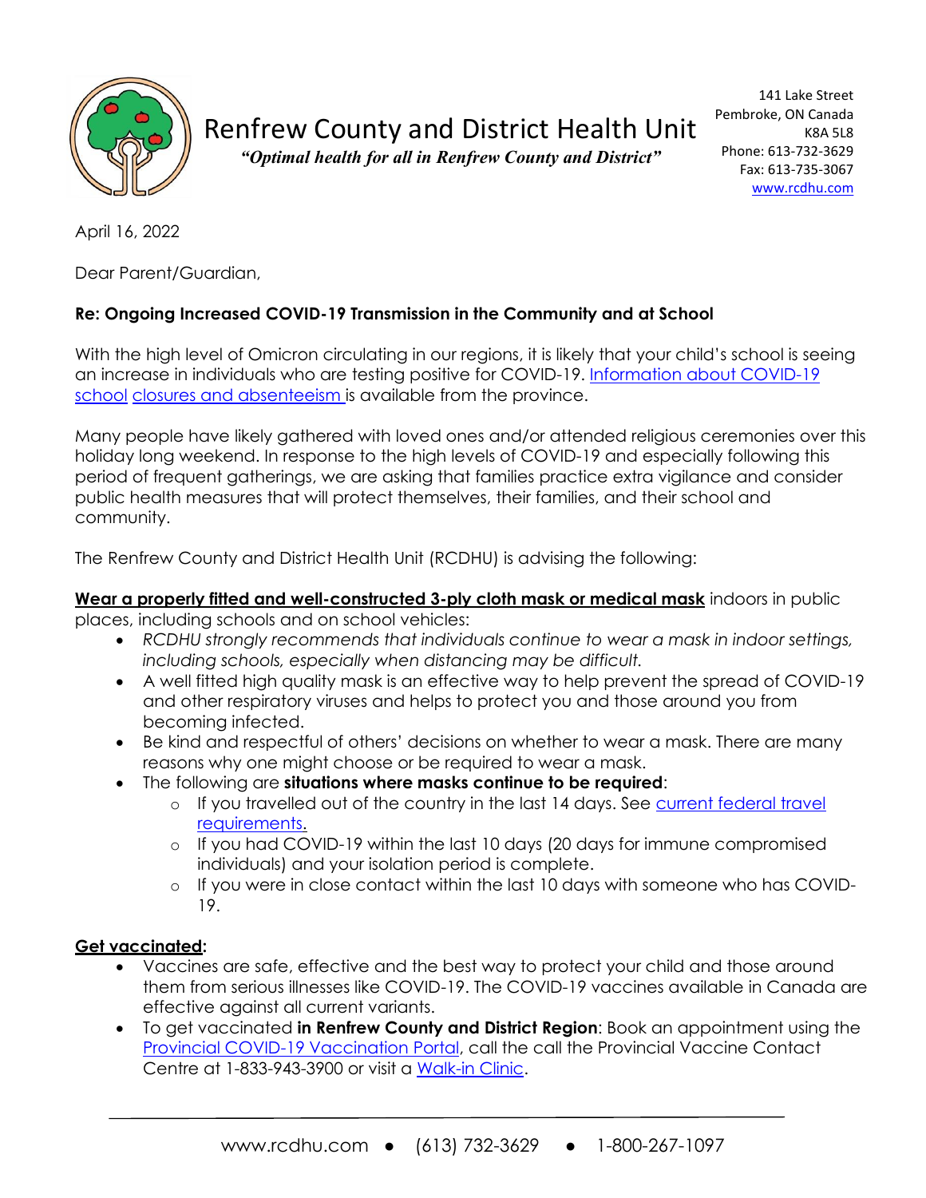Renfrew County and District Health Unit

*"Optimal health for all in Renfrew County and District"*

141 Lake Street
Pembroke, ON Canada
K8A 5L8
Phone: 613-732-3629
Fax: 613-735-3067
www.rcdhu.com

April 16, 2022

Dear Parent/Guardian,

**Re: Ongoing Increased COVID-19 Transmission in the Community and at School**

With the high level of Omicron circulating in our regions, it is likely that your child's school is seeing an increase in individuals who are testing positive for COVID-19. Information about COVID-19 school closures and absenteeism is available from the province.

Many people have likely gathered with loved ones and/or attended religious ceremonies over this holiday long weekend. In response to the high levels of COVID-19 and especially following this period of frequent gatherings, we are asking that families practice extra vigilance and consider public health measures that will protect themselves, their families, and their school and community.

The Renfrew County and District Health Unit (RCDHU) is advising the following:

**Wear a properly fitted and well-constructed 3-ply cloth mask or medical mask** indoors in public places, including schools and on school vehicles:

- *RCDHU strongly recommends that individuals continue to wear a mask in indoor settings, including schools, especially when distancing may be difficult.*
- A well fitted high quality mask is an effective way to help prevent the spread of COVID-19 and other respiratory viruses and helps to protect you and those around you from becoming infected.
- Be kind and respectful of others' decisions on whether to wear a mask. There are many reasons why one might choose or be required to wear a mask.
- The following are **situations where masks continue to be required**:
  - If you travelled out of the country in the last 14 days. See current federal travel requirements.
  - If you had COVID-19 within the last 10 days (20 days for immune compromised individuals) and your isolation period is complete.
  - If you were in close contact within the last 10 days with someone who has COVID-19.

**Get vaccinated:**

- Vaccines are safe, effective and the best way to protect your child and those around them from serious illnesses like COVID-19. The COVID-19 vaccines available in Canada are effective against all current variants.
- To get vaccinated **in Renfrew County and District Region**: Book an appointment using the Provincial COVID-19 Vaccination Portal, call the call the Provincial Vaccine Contact Centre at 1-833-943-3900 or visit a Walk-in Clinic.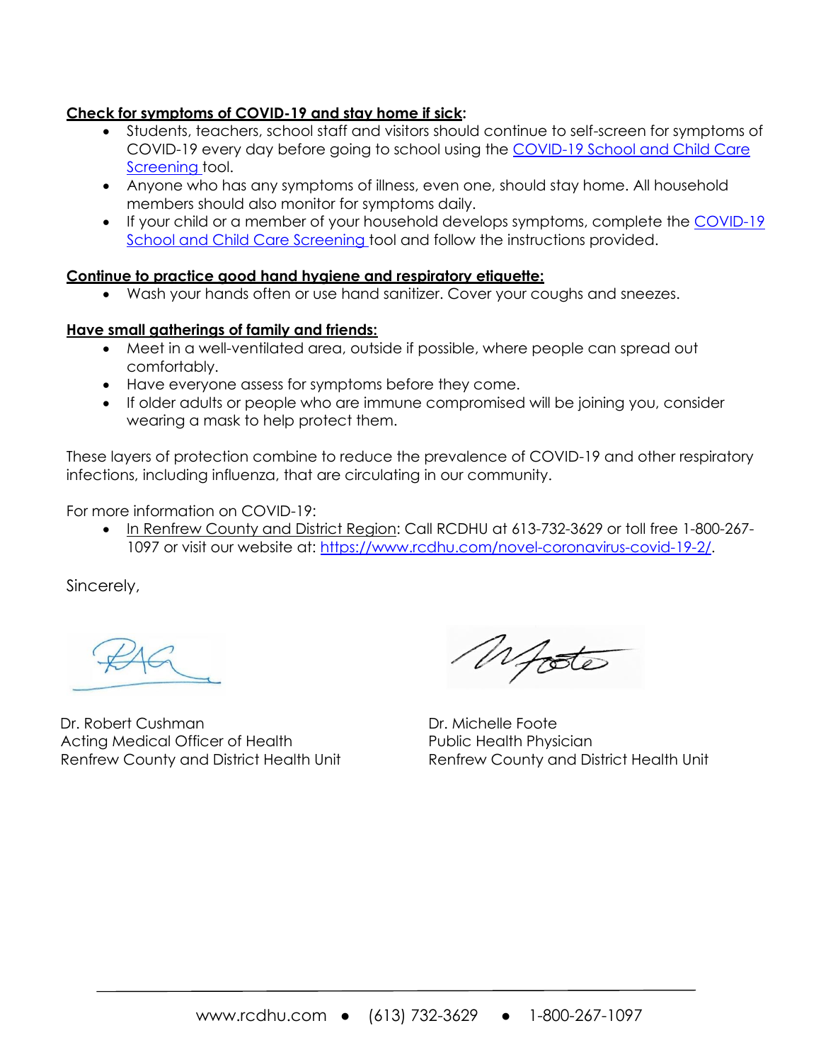**Check for symptoms of COVID-19 and stay home if sick:**

- Students, teachers, school staff and visitors should continue to self-screen for symptoms of COVID-19 every day before going to school using the COVID-19 School and Child Care Screening tool.
- Anyone who has any symptoms of illness, even one, should stay home. All household members should also monitor for symptoms daily.
- If your child or a member of your household develops symptoms, complete the COVID-19 School and Child Care Screening tool and follow the instructions provided.

**Continue to practice good hand hygiene and respiratory etiquette:**

- Wash your hands often or use hand sanitizer. Cover your coughs and sneezes.

**Have small gatherings of family and friends:**

- Meet in a well-ventilated area, outside if possible, where people can spread out comfortably.
- Have everyone assess for symptoms before they come.
- If older adults or people who are immune compromised will be joining you, consider wearing a mask to help protect them.

These layers of protection combine to reduce the prevalence of COVID-19 and other respiratory infections, including influenza, that are circulating in our community.

For more information on COVID-19:

- In Renfrew County and District Region: Call RCDHU at 613-732-3629 or toll free 1-800-267-1097 or visit our website at: https://www.rcdhu.com/novel-coronavirus-covid-19-2/.

Sincerely,

Dr. Robert Cushman
Acting Medical Officer of Health
Renfrew County and District Health Unit

Dr. Michelle Foote
Public Health Physician
Renfrew County and District Health Unit